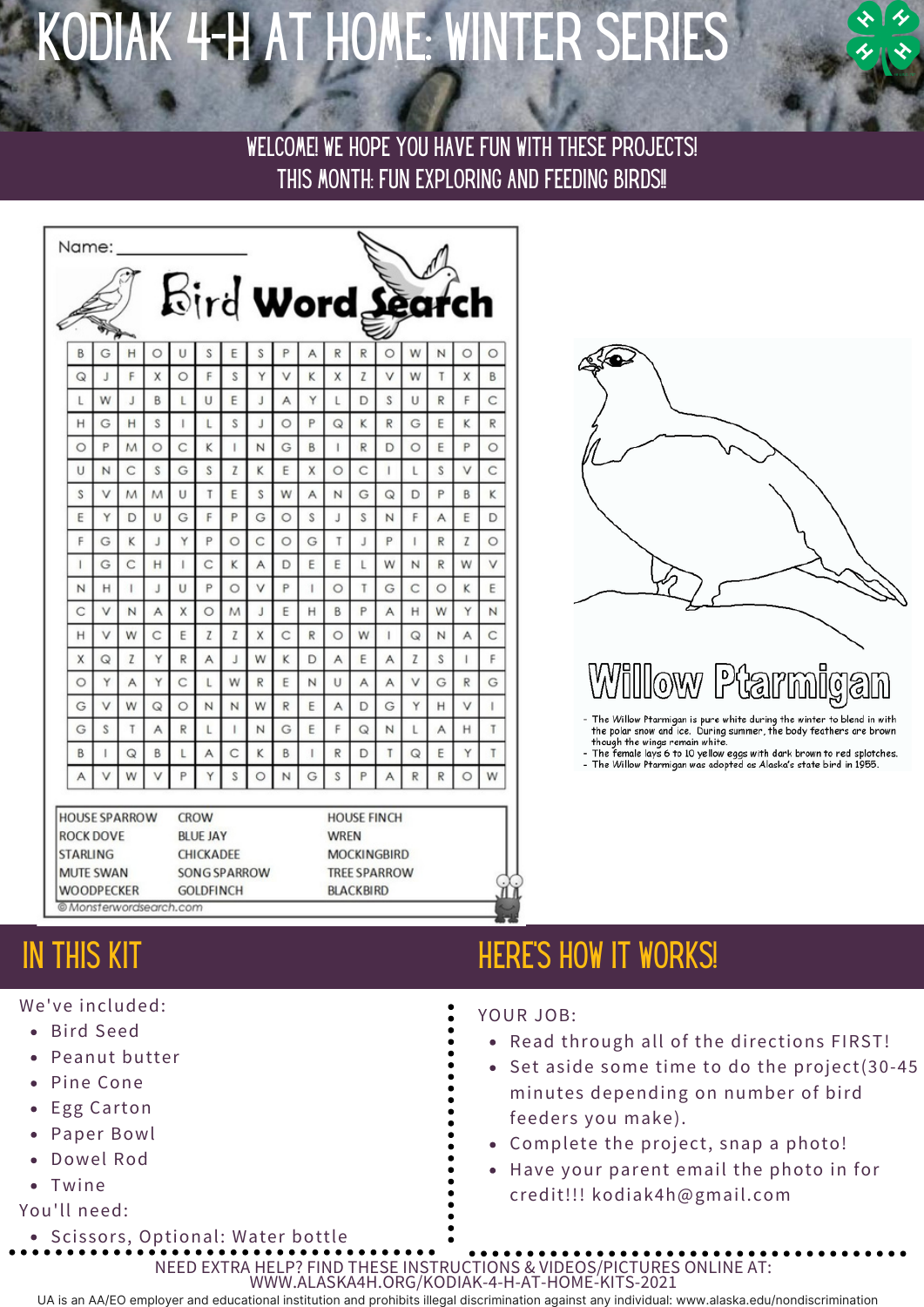# KODIAK 4-H AT HOME: WINTER SERIES

WELCOME! WE HOPE YOU HAVE FUN WITH THESE PROJECTS!
THIS MONTH: FUN EXPLORING AND FEEDING BIRDS!!

Name: ____________

## Bird Word Search

| | | | | | | | | | | | | | | | | |
|---|---|---|---|---|---|---|---|---|---|---|---|---|---|---|---|---|
| B | G | H | O | U | S | E | S | P | A | R | R | O | W | N | O | O |
| Q | J | F | X | O | F | S | Y | V | K | X | Z | V | W | T | X | B |
| L | W | J | B | L | U | E | J | A | Y | L | D | S | U | R | F | C |
| H | G | H | S | I | L | S | J | O | P | Q | K | R | G | E | K | R |
| O | P | M | O | C | K | I | N | G | B | I | R | D | O | E | P | O |
| U | N | C | S | G | S | Z | K | E | X | O | C | I | L | S | V | C |
| S | V | M | M | U | T | E | S | W | A | N | G | Q | D | P | B | K |
| E | Y | D | U | G | F | P | G | O | S | J | S | N | F | A | E | D |
| F | G | K | J | Y | P | O | C | O | G | T | J | P | I | R | Z | O |
| I | G | C | H | I | C | K | A | D | E | E | L | W | N | R | W | V |
| N | H | I | J | U | P | O | V | P | I | O | T | G | C | O | K | E |
| C | V | N | A | X | O | M | J | E | H | B | P | A | H | W | Y | N |
| H | V | W | C | E | Z | Z | X | C | R | O | W | I | Q | N | A | C |
| X | Q | Z | Y | R | A | J | W | K | D | A | E | A | Z | S | I | F |
| O | Y | A | Y | C | L | W | R | E | N | U | A | A | V | G | R | G |
| G | V | W | Q | O | N | N | W | R | E | A | D | G | Y | H | V | I |
| G | S | T | A | R | L | I | N | G | E | F | Q | N | L | A | H | T |
| B | I | Q | B | L | A | C | K | B | I | R | D | T | Q | E | Y | T |
| A | V | W | V | P | Y | S | O | N | G | S | P | A | R | R | O | W |

| | | |
|---|---|---|
| HOUSE SPARROW | CROW | HOUSE FINCH |
| ROCK DOVE | BLUE JAY | WREN |
| STARLING | CHICKADEE | MOCKINGBIRD |
| MUTE SWAN | SONG SPARROW | TREE SPARROW |
| WOODPECKER | GOLDFINCH | BLACKBIRD |

© Monsterwordsearch.com

## Willow Ptarmigan

- The Willow Ptarmigan is pure white during the winter to blend in with the polar snow and ice. During summer, the body feathers are brown though the wings remain white.
- The female lays 6 to 10 yellow eggs with dark brown to red splotches.
- The Willow Ptarmigan was adopted as Alaska's state bird in 1955.

## IN THIS KIT

We've included:

- Bird Seed
- Peanut butter
- Pine Cone
- Egg Carton
- Paper Bowl
- Dowel Rod
- Twine

You'll need:

- Scissors, Optional: Water bottle

## HERE'S HOW IT WORKS!

YOUR JOB:

- Read through all of the directions FIRST!
- Set aside some time to do the project(30-45 minutes depending on number of bird feeders you make).
- Complete the project, snap a photo!
- Have your parent email the photo in for credit!!! kodiak4h@gmail.com

NEED EXTRA HELP? FIND THESE INSTRUCTIONS & VIDEOS/PICTURES ONLINE AT:
WWW.ALASKA4H.ORG/KODIAK-4-H-AT-HOME-KITS-2021

UA is an AA/EO employer and educational institution and prohibits illegal discrimination against any individual: www.alaska.edu/nondiscrimination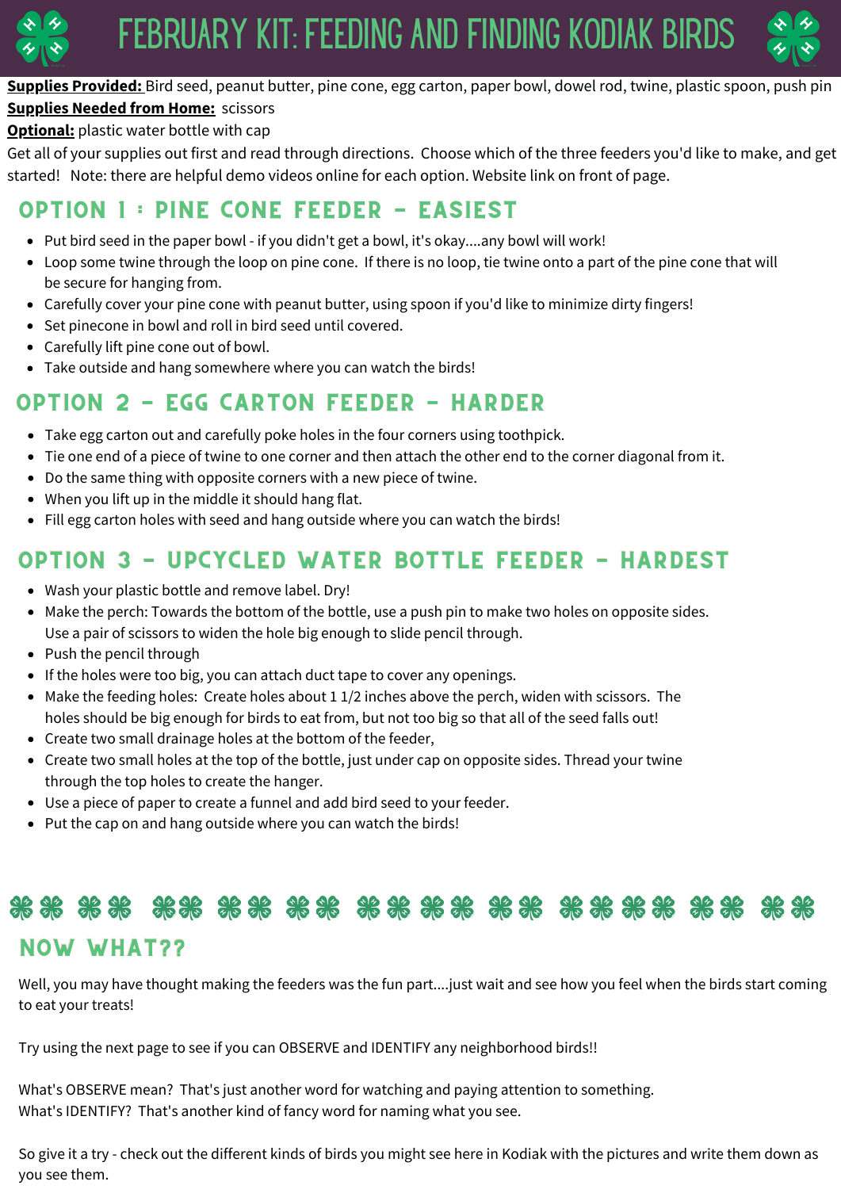# FEBRUARY KIT: FEEDING AND FINDING KODIAK BIRDS

**Supplies Provided:** Bird seed, peanut butter, pine cone, egg carton, paper bowl, dowel rod, twine, plastic spoon, push pin
**Supplies Needed from Home:** scissors
**Optional:** plastic water bottle with cap

Get all of your supplies out first and read through directions. Choose which of the three feeders you'd like to make, and get started! Note: there are helpful demo videos online for each option. Website link on front of page.

## OPTION 1 : PINE CONE FEEDER - EASIEST

- Put bird seed in the paper bowl - if you didn't get a bowl, it's okay....any bowl will work!
- Loop some twine through the loop on pine cone. If there is no loop, tie twine onto a part of the pine cone that will be secure for hanging from.
- Carefully cover your pine cone with peanut butter, using spoon if you'd like to minimize dirty fingers!
- Set pinecone in bowl and roll in bird seed until covered.
- Carefully lift pine cone out of bowl.
- Take outside and hang somewhere where you can watch the birds!

## OPTION 2 - EGG CARTON FEEDER - HARDER

- Take egg carton out and carefully poke holes in the four corners using toothpick.
- Tie one end of a piece of twine to one corner and then attach the other end to the corner diagonal from it.
- Do the same thing with opposite corners with a new piece of twine.
- When you lift up in the middle it should hang flat.
- Fill egg carton holes with seed and hang outside where you can watch the birds!

## OPTION 3 - UPCYCLED WATER BOTTLE FEEDER - HARDEST

- Wash your plastic bottle and remove label. Dry!
- Make the perch: Towards the bottom of the bottle, use a push pin to make two holes on opposite sides. Use a pair of scissors to widen the hole big enough to slide pencil through.
- Push the pencil through
- If the holes were too big, you can attach duct tape to cover any openings.
- Make the feeding holes: Create holes about 1 1/2 inches above the perch, widen with scissors. The holes should be big enough for birds to eat from, but not too big so that all of the seed falls out!
- Create two small drainage holes at the bottom of the feeder,
- Create two small holes at the top of the bottle, just under cap on opposite sides. Thread your twine through the top holes to create the hanger.
- Use a piece of paper to create a funnel and add bird seed to your feeder.
- Put the cap on and hang outside where you can watch the birds!

## NOW WHAT??

Well, you may have thought making the feeders was the fun part....just wait and see how you feel when the birds start coming to eat your treats!

Try using the next page to see if you can OBSERVE and IDENTIFY any neighborhood birds!!

What's OBSERVE mean? That's just another word for watching and paying attention to something.
What's IDENTIFY? That's another kind of fancy word for naming what you see.

So give it a try - check out the different kinds of birds you might see here in Kodiak with the pictures and write them down as you see them.